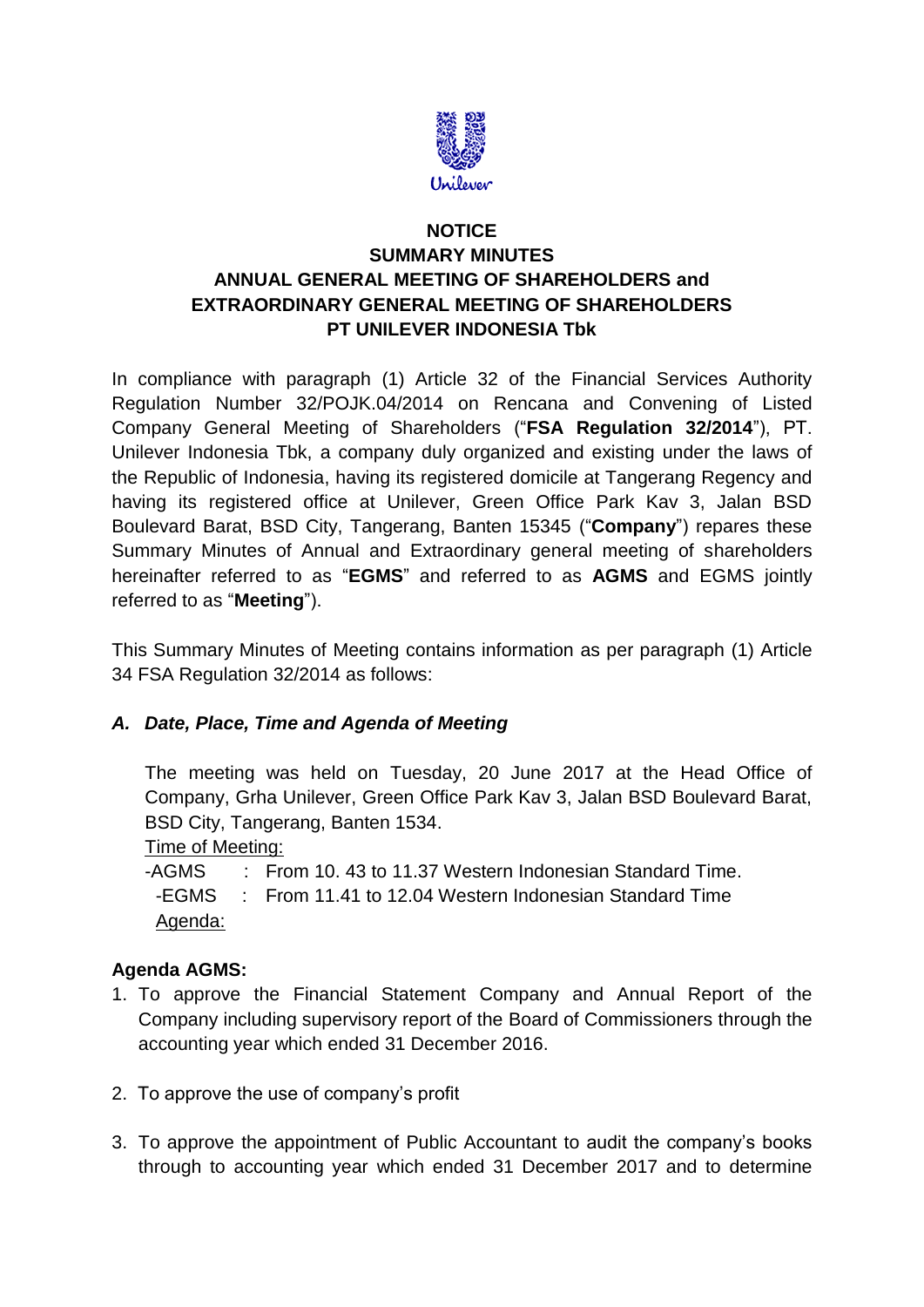**NOTICE**
**SUMMARY MINUTES**
**ANNUAL GENERAL MEETING OF SHAREHOLDERS and**
**EXTRAORDINARY GENERAL MEETING OF SHAREHOLDERS**
**PT UNILEVER INDONESIA Tbk**

In compliance with paragraph (1) Article 32 of the Financial Services Authority Regulation Number 32/POJK.04/2014 on Rencana and Convening of Listed Company General Meeting of Shareholders ("**FSA Regulation 32/2014**"), PT. Unilever Indonesia Tbk, a company duly organized and existing under the laws of the Republic of Indonesia, having its registered domicile at Tangerang Regency and having its registered office at Unilever, Green Office Park Kav 3, Jalan BSD Boulevard Barat, BSD City, Tangerang, Banten 15345 ("**Company**") repares these Summary Minutes of Annual and Extraordinary general meeting of shareholders hereinafter referred to as "**EGMS**" and referred to as **AGMS** and EGMS jointly referred to as "**Meeting**").

This Summary Minutes of Meeting contains information as per paragraph (1) Article 34 FSA Regulation 32/2014 as follows:

### *A. Date, Place, Time and Agenda of Meeting*

The meeting was held on Tuesday, 20 June 2017 at the Head Office of Company, Grha Unilever, Green Office Park Kav 3, Jalan BSD Boulevard Barat, BSD City, Tangerang, Banten 1534.

Time of Meeting:

-AGMS : From 10. 43 to 11.37 Western Indonesian Standard Time.

-EGMS : From 11.41 to 12.04 Western Indonesian Standard Time

Agenda:

**Agenda AGMS:**

1. To approve the Financial Statement Company and Annual Report of the Company including supervisory report of the Board of Commissioners through the accounting year which ended 31 December 2016.

2. To approve the use of company's profit

3. To approve the appointment of Public Accountant to audit the company's books through to accounting year which ended 31 December 2017 and to determine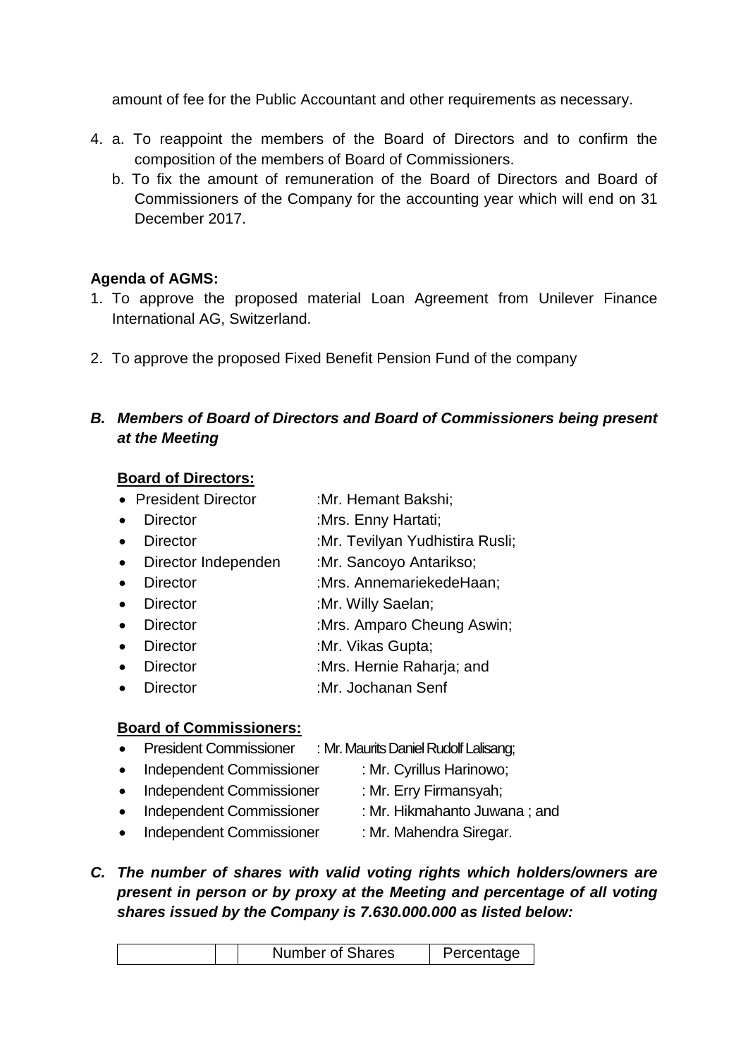amount of fee for the Public Accountant and other requirements as necessary.

4. a. To reappoint the members of the Board of Directors and to confirm the composition of the members of Board of Commissioners.
   b. To fix the amount of remuneration of the Board of Directors and Board of Commissioners of the Company for the accounting year which will end on 31 December 2017.

**Agenda of AGMS:**

1. To approve the proposed material Loan Agreement from Unilever Finance International AG, Switzerland.

2. To approve the proposed Fixed Benefit Pension Fund of the company

## *B. Members of Board of Directors and Board of Commissioners being present at the Meeting*

**Board of Directors:**

- President Director :Mr. Hemant Bakshi;
- Director :Mrs. Enny Hartati;
- Director :Mr. Tevilyan Yudhistira Rusli;
- Director Independen :Mr. Sancoyo Antarikso;
- Director :Mrs. AnnemariekedeHaan;
- Director :Mr. Willy Saelan;
- Director :Mrs. Amparo Cheung Aswin;
- Director :Mr. Vikas Gupta;
- Director :Mrs. Hernie Raharja; and
- Director :Mr. Jochanan Senf

**Board of Commissioners:**

- President Commissioner : Mr. Maurits Daniel Rudolf Lalisang;
- Independent Commissioner : Mr. Cyrillus Harinowo;
- Independent Commissioner : Mr. Erry Firmansyah;
- Independent Commissioner : Mr. Hikmahanto Juwana ; and
- Independent Commissioner : Mr. Mahendra Siregar.

## *C. The number of shares with valid voting rights which holders/owners are present in person or by proxy at the Meeting and percentage of all voting shares issued by the Company is 7.630.000.000 as listed below:*

| | | Number of Shares | Percentage |
|---|---|---|---|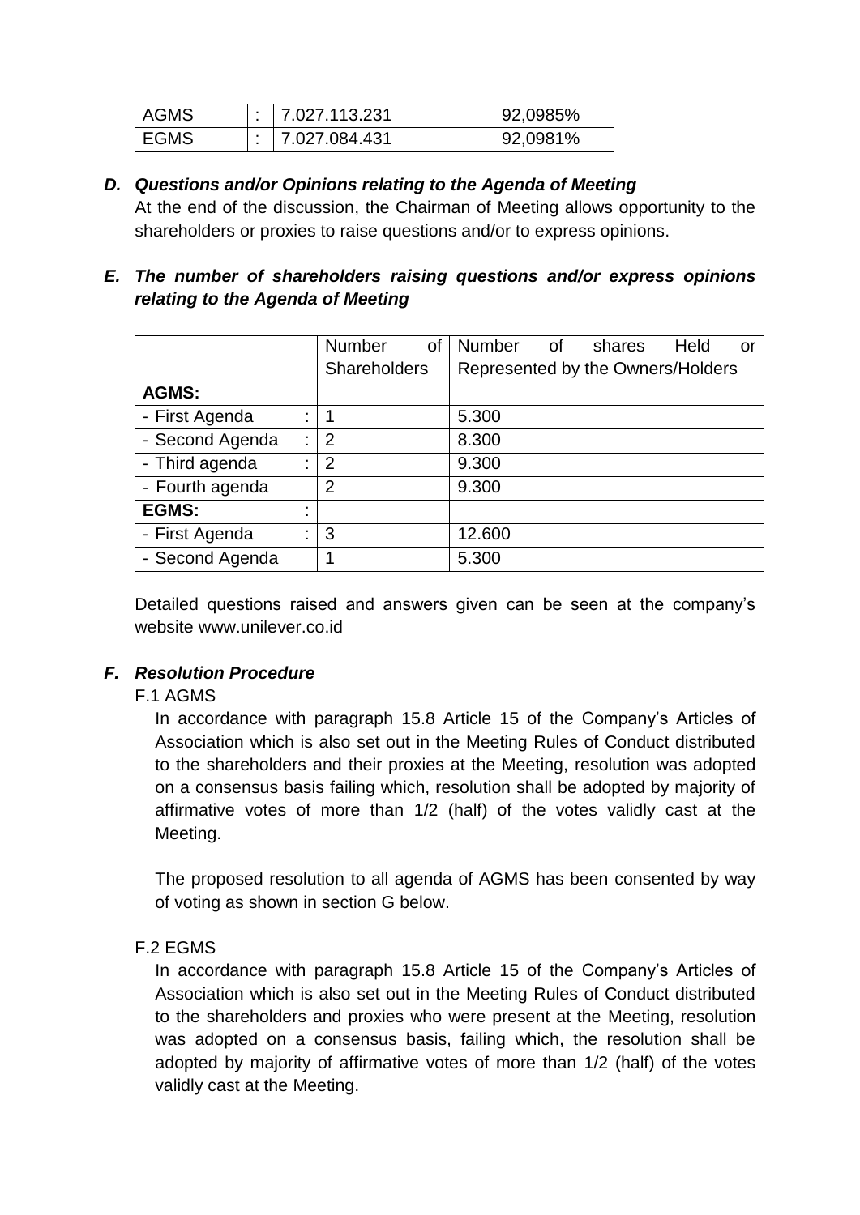| AGMS | : | 7.027.113.231 | 92,0985% |
|---|---|---|---|
| EGMS | : | 7.027.084.431 | 92,0981% |

***D. Questions and/or Opinions relating to the Agenda of Meeting***

At the end of the discussion, the Chairman of Meeting allows opportunity to the shareholders or proxies to raise questions and/or to express opinions.

***E. The number of shareholders raising questions and/or express opinions relating to the Agenda of Meeting***

| | | Number of Shareholders | Number of shares Held or Represented by the Owners/Holders |
|---|---|---|---|
| **AGMS:** | | | |
| - First Agenda | : | 1 | 5.300 |
| - Second Agenda | : | 2 | 8.300 |
| - Third agenda | : | 2 | 9.300 |
| - Fourth agenda | | 2 | 9.300 |
| **EGMS:** | : | | |
| - First Agenda | : | 3 | 12.600 |
| - Second Agenda | | 1 | 5.300 |

Detailed questions raised and answers given can be seen at the company's website www.unilever.co.id

***F. Resolution Procedure***

F.1 AGMS

In accordance with paragraph 15.8 Article 15 of the Company's Articles of Association which is also set out in the Meeting Rules of Conduct distributed to the shareholders and their proxies at the Meeting, resolution was adopted on a consensus basis failing which, resolution shall be adopted by majority of affirmative votes of more than 1/2 (half) of the votes validly cast at the Meeting.

The proposed resolution to all agenda of AGMS has been consented by way of voting as shown in section G below.

F.2 EGMS

In accordance with paragraph 15.8 Article 15 of the Company's Articles of Association which is also set out in the Meeting Rules of Conduct distributed to the shareholders and proxies who were present at the Meeting, resolution was adopted on a consensus basis, failing which, the resolution shall be adopted by majority of affirmative votes of more than 1/2 (half) of the votes validly cast at the Meeting.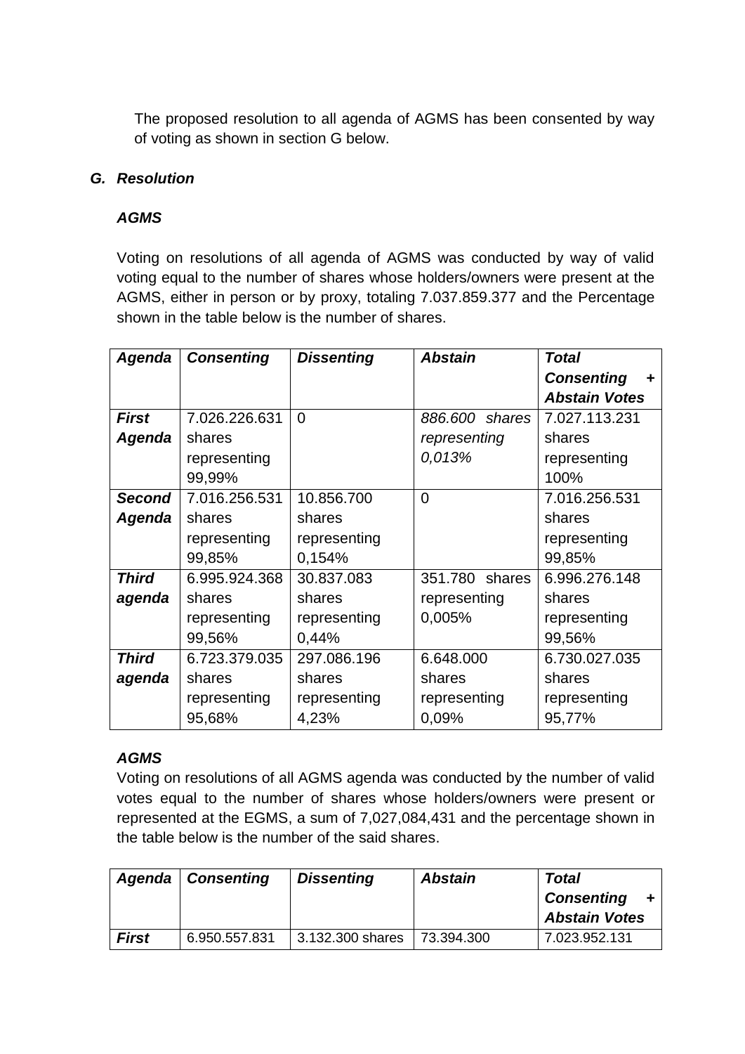The proposed resolution to all agenda of AGMS has been consented by way of voting as shown in section G below.

### *G. Resolution*

***AGMS***

Voting on resolutions of all agenda of AGMS was conducted by way of valid voting equal to the number of shares whose holders/owners were present at the AGMS, either in person or by proxy, totaling 7.037.859.377 and the Percentage shown in the table below is the number of shares.

| *Agenda* | *Consenting* | *Dissenting* | *Abstain* | *Total Consenting + Abstain Votes* |
|---|---|---|---|---|
| ***First Agenda*** | 7.026.226.631 shares representing 99,99% | 0 | *886.600 shares representing 0,013%* | 7.027.113.231 shares representing 100% |
| ***Second Agenda*** | 7.016.256.531 shares representing 99,85% | 10.856.700 shares representing 0,154% | 0 | 7.016.256.531 shares representing 99,85% |
| ***Third agenda*** | 6.995.924.368 shares representing 99,56% | 30.837.083 shares representing 0,44% | 351.780 shares representing 0,005% | 6.996.276.148 shares representing 99,56% |
| ***Third agenda*** | 6.723.379.035 shares representing 95,68% | 297.086.196 shares representing 4,23% | 6.648.000 shares representing 0,09% | 6.730.027.035 shares representing 95,77% |

***AGMS***

Voting on resolutions of all AGMS agenda was conducted by the number of valid votes equal to the number of shares whose holders/owners were present or represented at the EGMS, a sum of 7,027,084,431 and the percentage shown in the table below is the number of the said shares.

| *Agenda* | *Consenting* | *Dissenting* | *Abstain* | *Total Consenting + Abstain Votes* |
|---|---|---|---|---|
| ***First*** | 6.950.557.831 | 3.132.300 shares | 73.394.300 | 7.023.952.131 |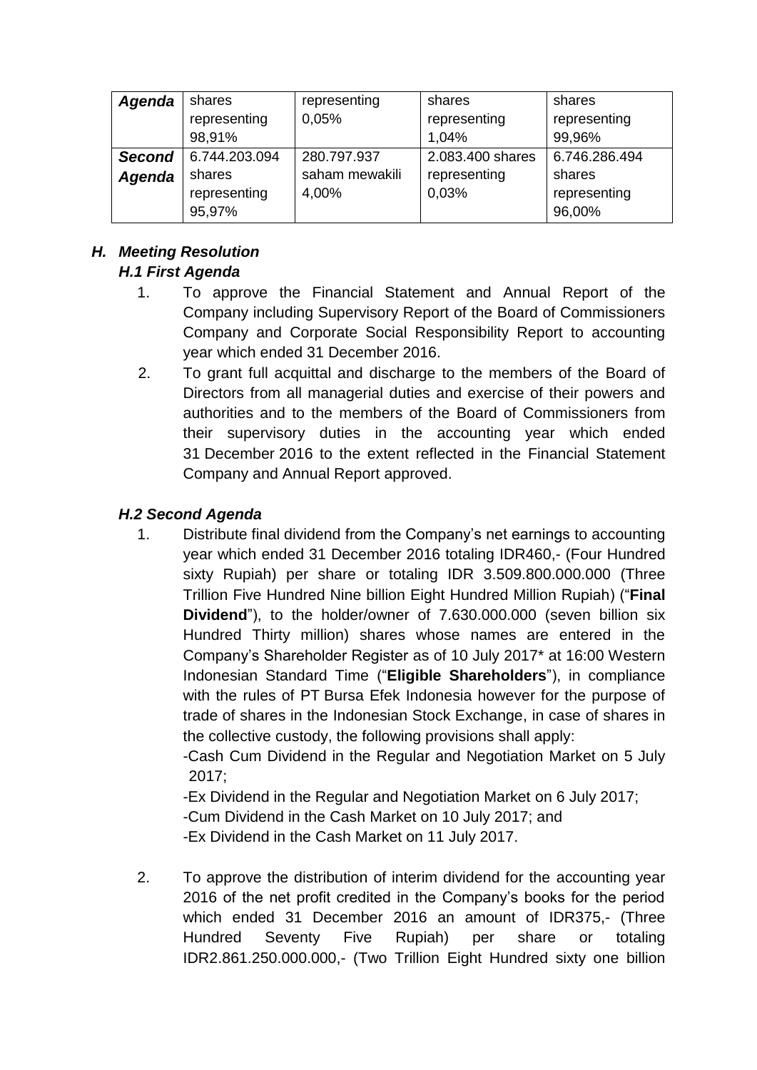| Agenda | shares representing 98,91% | representing 0,05% | shares representing 1,04% | shares representing 99,96% |
|---|---|---|---|---|
| **Second Agenda** | 6.744.203.094 shares representing 95,97% | 280.797.937 saham mewakili 4,00% | 2.083.400 shares representing 0,03% | 6.746.286.494 shares representing 96,00% |

## *H. Meeting Resolution*

### *H.1 First Agenda*

1. To approve the Financial Statement and Annual Report of the Company including Supervisory Report of the Board of Commissioners Company and Corporate Social Responsibility Report to accounting year which ended 31 December 2016.
2. To grant full acquittal and discharge to the members of the Board of Directors from all managerial duties and exercise of their powers and authorities and to the members of the Board of Commissioners from their supervisory duties in the accounting year which ended 31 December 2016 to the extent reflected in the Financial Statement Company and Annual Report approved.

### *H.2 Second Agenda*

1. Distribute final dividend from the Company's net earnings to accounting year which ended 31 December 2016 totaling IDR460,- (Four Hundred sixty Rupiah) per share or totaling IDR 3.509.800.000.000 (Three Trillion Five Hundred Nine billion Eight Hundred Million Rupiah) ("**Final Dividend**"), to the holder/owner of 7.630.000.000 (seven billion six Hundred Thirty million) shares whose names are entered in the Company's Shareholder Register as of 10 July 2017* at 16:00 Western Indonesian Standard Time ("**Eligible Shareholders**"), in compliance with the rules of PT Bursa Efek Indonesia however for the purpose of trade of shares in the Indonesian Stock Exchange, in case of shares in the collective custody, the following provisions shall apply:
   -Cash Cum Dividend in the Regular and Negotiation Market on 5 July 2017;
   -Ex Dividend in the Regular and Negotiation Market on 6 July 2017;
   -Cum Dividend in the Cash Market on 10 July 2017; and
   -Ex Dividend in the Cash Market on 11 July 2017.

2. To approve the distribution of interim dividend for the accounting year 2016 of the net profit credited in the Company's books for the period which ended 31 December 2016 an amount of IDR375,- (Three Hundred Seventy Five Rupiah) per share or totaling IDR2.861.250.000.000,- (Two Trillion Eight Hundred sixty one billion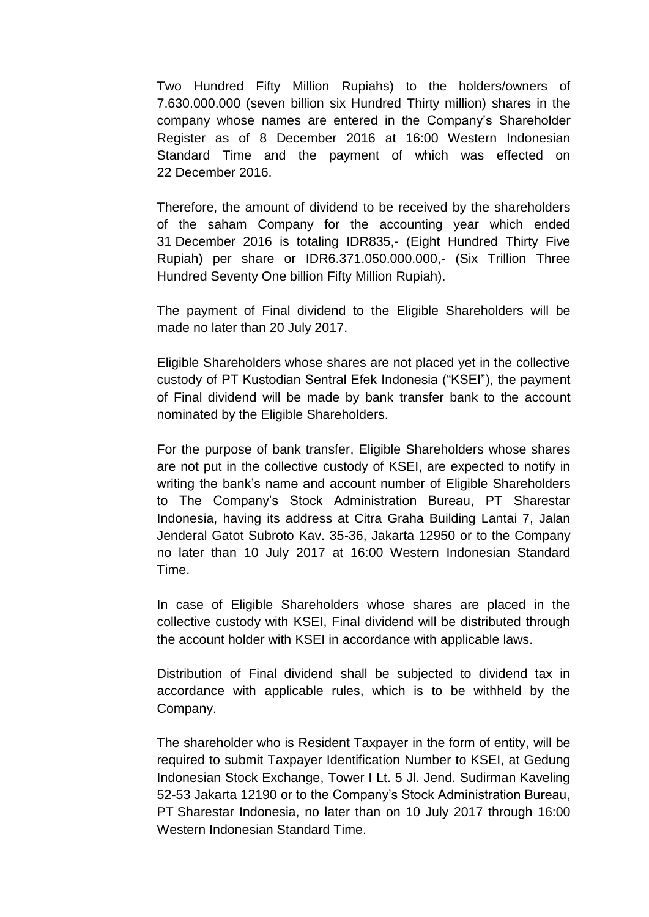Two Hundred Fifty Million Rupiahs) to the holders/owners of 7.630.000.000 (seven billion six Hundred Thirty million) shares in the company whose names are entered in the Company's Shareholder Register as of 8 December 2016 at 16:00 Western Indonesian Standard Time and the payment of which was effected on 22 December 2016.

Therefore, the amount of dividend to be received by the shareholders of the saham Company for the accounting year which ended 31 December 2016 is totaling IDR835,- (Eight Hundred Thirty Five Rupiah) per share or IDR6.371.050.000.000,- (Six Trillion Three Hundred Seventy One billion Fifty Million Rupiah).

The payment of Final dividend to the Eligible Shareholders will be made no later than 20 July 2017.

Eligible Shareholders whose shares are not placed yet in the collective custody of PT Kustodian Sentral Efek Indonesia ("KSEI"), the payment of Final dividend will be made by bank transfer bank to the account nominated by the Eligible Shareholders.

For the purpose of bank transfer, Eligible Shareholders whose shares are not put in the collective custody of KSEI, are expected to notify in writing the bank's name and account number of Eligible Shareholders to The Company's Stock Administration Bureau, PT Sharestar Indonesia, having its address at Citra Graha Building Lantai 7, Jalan Jenderal Gatot Subroto Kav. 35-36, Jakarta 12950 or to the Company no later than 10 July 2017 at 16:00 Western Indonesian Standard Time.

In case of Eligible Shareholders whose shares are placed in the collective custody with KSEI, Final dividend will be distributed through the account holder with KSEI in accordance with applicable laws.

Distribution of Final dividend shall be subjected to dividend tax in accordance with applicable rules, which is to be withheld by the Company.

The shareholder who is Resident Taxpayer in the form of entity, will be required to submit Taxpayer Identification Number to KSEI, at Gedung Indonesian Stock Exchange, Tower I Lt. 5 Jl. Jend. Sudirman Kaveling 52-53 Jakarta 12190 or to the Company's Stock Administration Bureau, PT Sharestar Indonesia, no later than on 10 July 2017 through 16:00 Western Indonesian Standard Time.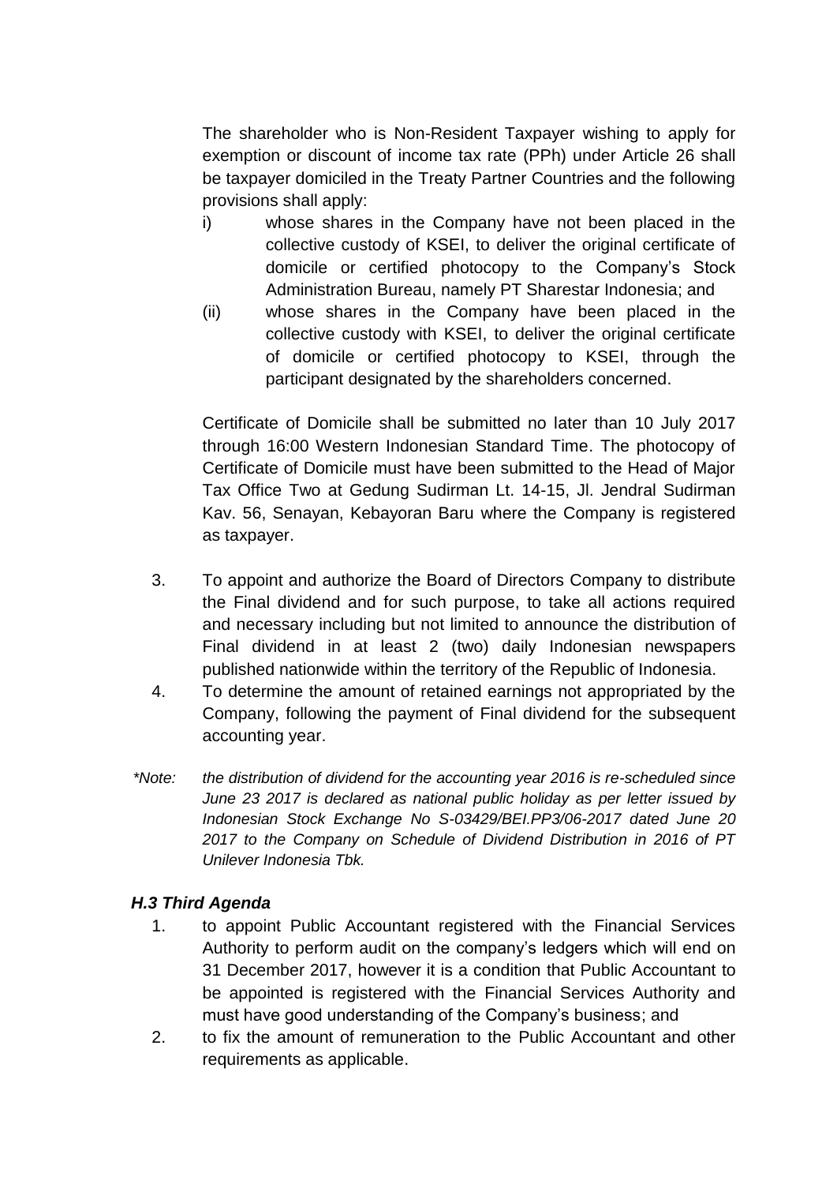The shareholder who is Non-Resident Taxpayer wishing to apply for exemption or discount of income tax rate (PPh) under Article 26 shall be taxpayer domiciled in the Treaty Partner Countries and the following provisions shall apply:

i) whose shares in the Company have not been placed in the collective custody of KSEI, to deliver the original certificate of domicile or certified photocopy to the Company's Stock Administration Bureau, namely PT Sharestar Indonesia; and

(ii) whose shares in the Company have been placed in the collective custody with KSEI, to deliver the original certificate of domicile or certified photocopy to KSEI, through the participant designated by the shareholders concerned.

Certificate of Domicile shall be submitted no later than 10 July 2017 through 16:00 Western Indonesian Standard Time. The photocopy of Certificate of Domicile must have been submitted to the Head of Major Tax Office Two at Gedung Sudirman Lt. 14-15, Jl. Jendral Sudirman Kav. 56, Senayan, Kebayoran Baru where the Company is registered as taxpayer.

3. To appoint and authorize the Board of Directors Company to distribute the Final dividend and for such purpose, to take all actions required and necessary including but not limited to announce the distribution of Final dividend in at least 2 (two) daily Indonesian newspapers published nationwide within the territory of the Republic of Indonesia.
4. To determine the amount of retained earnings not appropriated by the Company, following the payment of Final dividend for the subsequent accounting year.

*\*Note: the distribution of dividend for the accounting year 2016 is re-scheduled since June 23 2017 is declared as national public holiday as per letter issued by Indonesian Stock Exchange No S-03429/BEI.PP3/06-2017 dated June 20 2017 to the Company on Schedule of Dividend Distribution in 2016 of PT Unilever Indonesia Tbk.*

### *H.3 Third Agenda*

1. to appoint Public Accountant registered with the Financial Services Authority to perform audit on the company's ledgers which will end on 31 December 2017, however it is a condition that Public Accountant to be appointed is registered with the Financial Services Authority and must have good understanding of the Company's business; and
2. to fix the amount of remuneration to the Public Accountant and other requirements as applicable.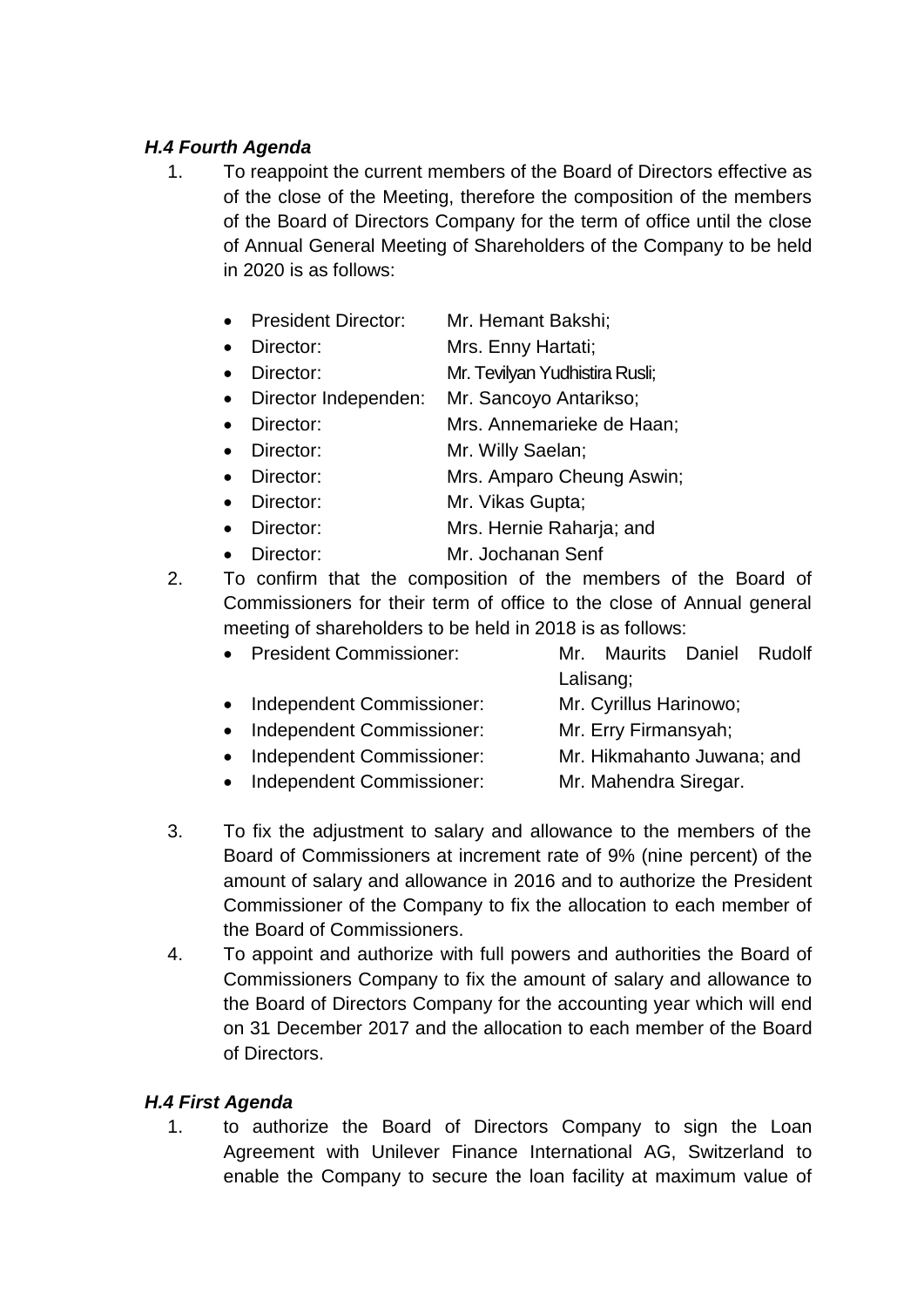***H.4 Fourth Agenda***

1. To reappoint the current members of the Board of Directors effective as of the close of the Meeting, therefore the composition of the members of the Board of Directors Company for the term of office until the close of Annual General Meeting of Shareholders of the Company to be held in 2020 is as follows:

   - President Director: Mr. Hemant Bakshi;
   - Director: Mrs. Enny Hartati;
   - Director: Mr. Tevilyan Yudhistira Rusli;
   - Director Independen: Mr. Sancoyo Antarikso;
   - Director: Mrs. Annemarieke de Haan;
   - Director: Mr. Willy Saelan;
   - Director: Mrs. Amparo Cheung Aswin;
   - Director: Mr. Vikas Gupta;
   - Director: Mrs. Hernie Raharja; and
   - Director: Mr. Jochanan Senf

2. To confirm that the composition of the members of the Board of Commissioners for their term of office to the close of Annual general meeting of shareholders to be held in 2018 is as follows:
   - President Commissioner: Mr. Maurits Daniel Rudolf Lalisang;
   - Independent Commissioner: Mr. Cyrillus Harinowo;
   - Independent Commissioner: Mr. Erry Firmansyah;
   - Independent Commissioner: Mr. Hikmahanto Juwana; and
   - Independent Commissioner: Mr. Mahendra Siregar.

3. To fix the adjustment to salary and allowance to the members of the Board of Commissioners at increment rate of 9% (nine percent) of the amount of salary and allowance in 2016 and to authorize the President Commissioner of the Company to fix the allocation to each member of the Board of Commissioners.

4. To appoint and authorize with full powers and authorities the Board of Commissioners Company to fix the amount of salary and allowance to the Board of Directors Company for the accounting year which will end on 31 December 2017 and the allocation to each member of the Board of Directors.

***H.4 First Agenda***

1. to authorize the Board of Directors Company to sign the Loan Agreement with Unilever Finance International AG, Switzerland to enable the Company to secure the loan facility at maximum value of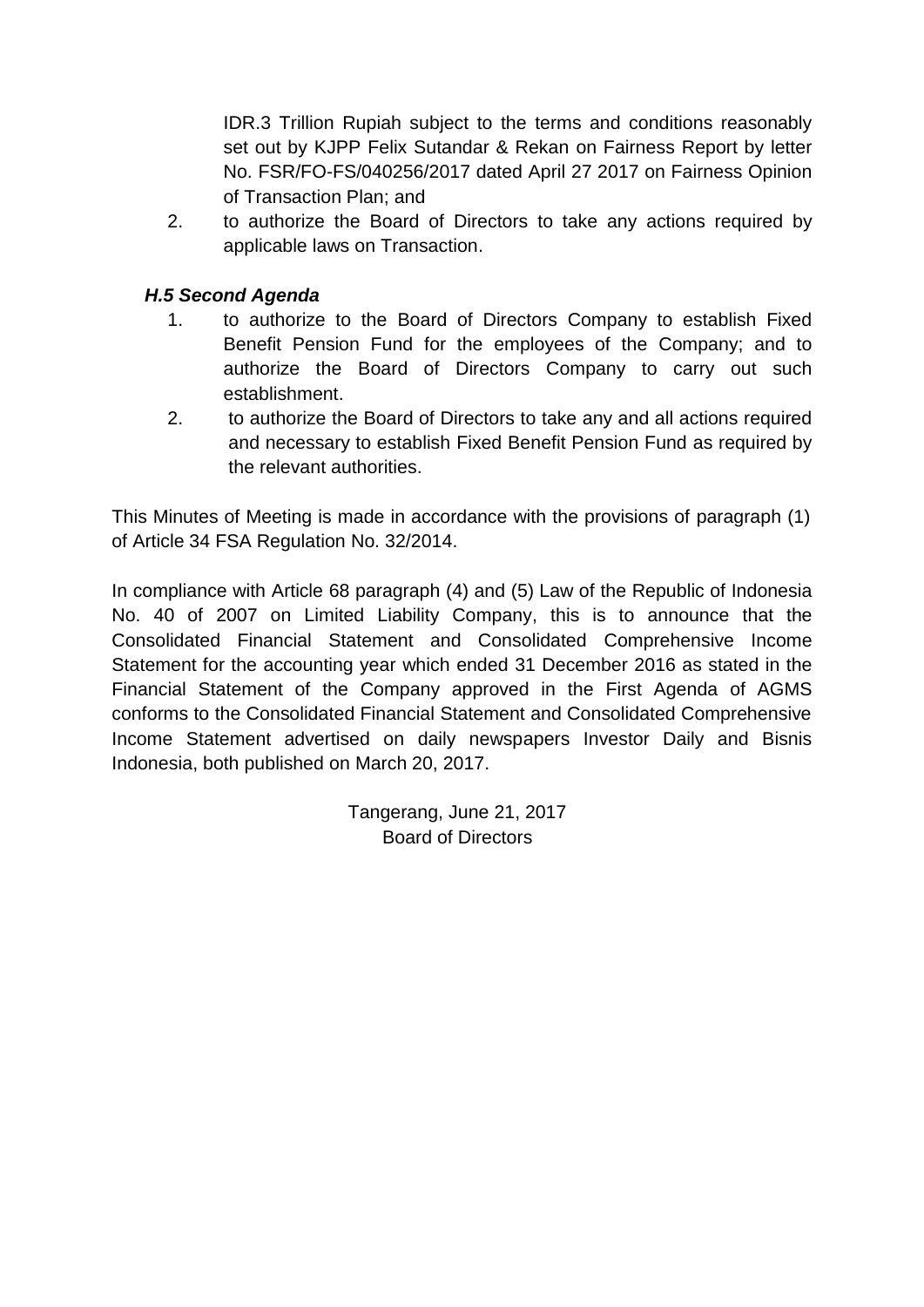IDR.3 Trillion Rupiah subject to the terms and conditions reasonably set out by KJPP Felix Sutandar & Rekan on Fairness Report by letter No. FSR/FO-FS/040256/2017 dated April 27 2017 on Fairness Opinion of Transaction Plan; and

2. to authorize the Board of Directors to take any actions required by applicable laws on Transaction.

***H.5 Second Agenda***

1. to authorize to the Board of Directors Company to establish Fixed Benefit Pension Fund for the employees of the Company; and to authorize the Board of Directors Company to carry out such establishment.
2. to authorize the Board of Directors to take any and all actions required and necessary to establish Fixed Benefit Pension Fund as required by the relevant authorities.

This Minutes of Meeting is made in accordance with the provisions of paragraph (1) of Article 34 FSA Regulation No. 32/2014.

In compliance with Article 68 paragraph (4) and (5) Law of the Republic of Indonesia No. 40 of 2007 on Limited Liability Company, this is to announce that the Consolidated Financial Statement and Consolidated Comprehensive Income Statement for the accounting year which ended 31 December 2016 as stated in the Financial Statement of the Company approved in the First Agenda of AGMS conforms to the Consolidated Financial Statement and Consolidated Comprehensive Income Statement advertised on daily newspapers Investor Daily and Bisnis Indonesia, both published on March 20, 2017.

Tangerang, June 21, 2017
Board of Directors